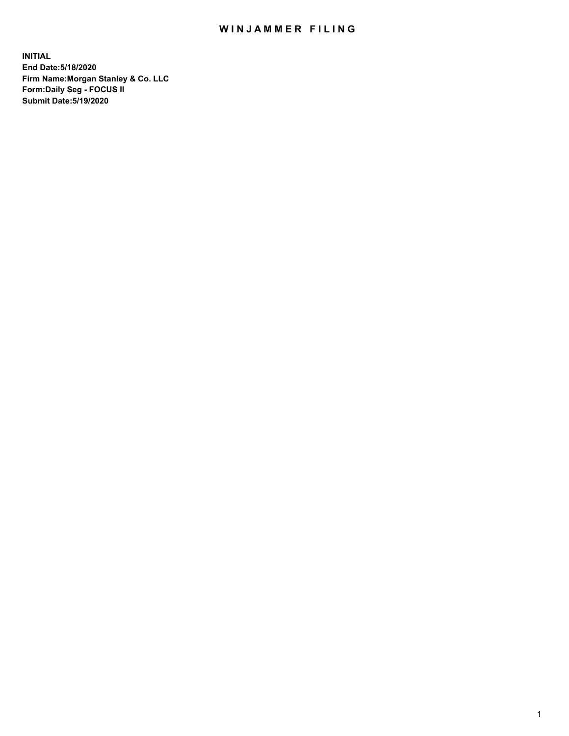# WINJAMMER FILING

**INITIAL**
**End Date:5/18/2020**
**Firm Name:Morgan Stanley & Co. LLC**
**Form:Daily Seg - FOCUS II**
**Submit Date:5/19/2020**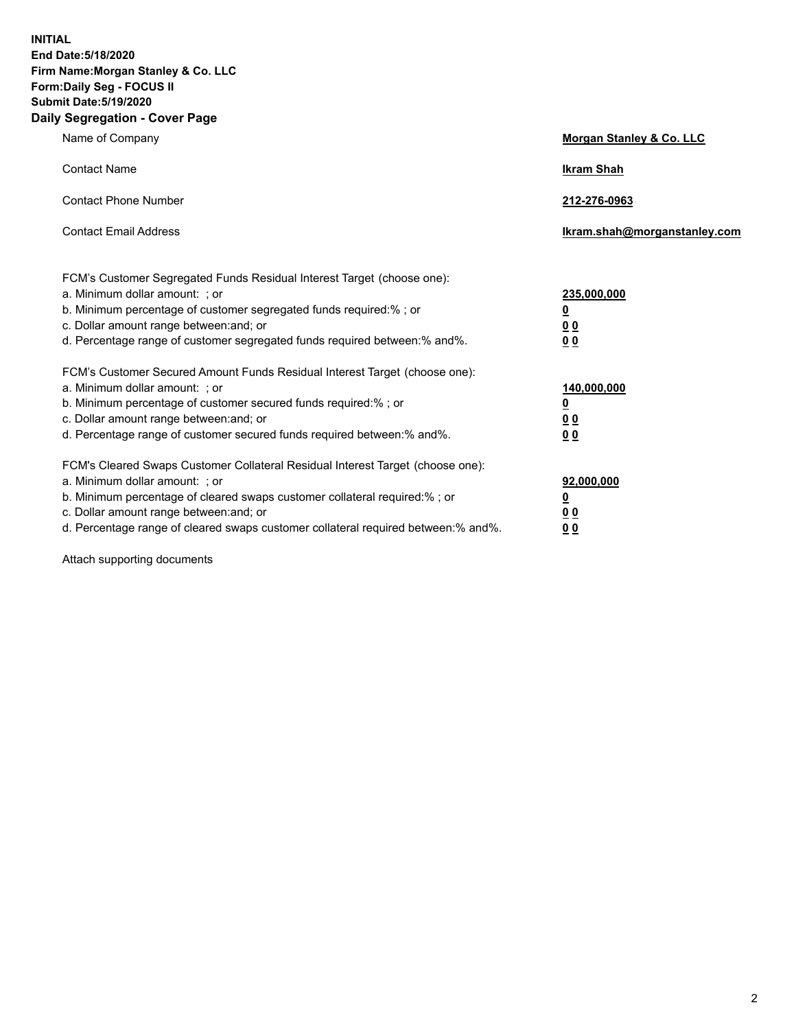**INITIAL**
**End Date:5/18/2020**
**Firm Name:Morgan Stanley & Co. LLC**
**Form:Daily Seg - FOCUS II**
**Submit Date:5/19/2020**

## Daily Segregation - Cover Page

| | |
|---|---|
| Name of Company | **Morgan Stanley & Co. LLC** |
| Contact Name | **Ikram Shah** |
| Contact Phone Number | **212-276-0963** |
| Contact Email Address | **Ikram.shah@morganstanley.com** |

FCM's Customer Segregated Funds Residual Interest Target (choose one):

| | |
|---|---|
| a. Minimum dollar amount: ; or | **235,000,000** |
| b. Minimum percentage of customer segregated funds required:% ; or | **0** |
| c. Dollar amount range between:and; or | **0 0** |
| d. Percentage range of customer segregated funds required between:% and%. | **0 0** |

FCM's Customer Secured Amount Funds Residual Interest Target (choose one):

| | |
|---|---|
| a. Minimum dollar amount: ; or | **140,000,000** |
| b. Minimum percentage of customer secured funds required:% ; or | **0** |
| c. Dollar amount range between:and; or | **0 0** |
| d. Percentage range of customer secured funds required between:% and%. | **0 0** |

FCM's Cleared Swaps Customer Collateral Residual Interest Target (choose one):

| | |
|---|---|
| a. Minimum dollar amount: ; or | **92,000,000** |
| b. Minimum percentage of cleared swaps customer collateral required:% ; or | **0** |
| c. Dollar amount range between:and; or | **0 0** |
| d. Percentage range of cleared swaps customer collateral required between:% and%. | **0 0** |

Attach supporting documents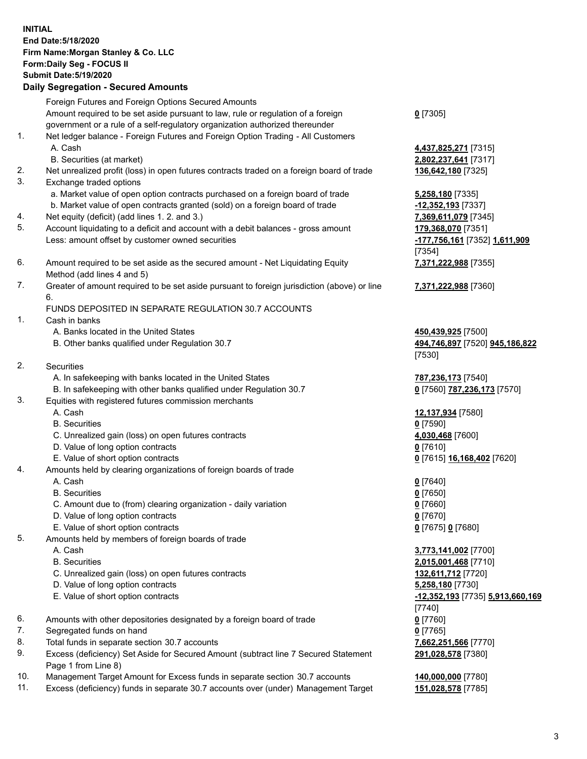**INITIAL**
**End Date:5/18/2020**
**Firm Name:Morgan Stanley & Co. LLC**
**Form:Daily Seg - FOCUS II**
**Submit Date:5/19/2020**

## Daily Segregation - Secured Amounts

| | | |
|---|---|---|
| | Foreign Futures and Foreign Options Secured Amounts | |
| | Amount required to be set aside pursuant to law, rule or regulation of a foreign government or a rule of a self-regulatory organization authorized thereunder | **0** [7305] |
| 1. | Net ledger balance - Foreign Futures and Foreign Option Trading - All Customers | |
| | A. Cash | **4,437,825,271** [7315] |
| | B. Securities (at market) | **2,802,237,641** [7317] |
| 2. | Net unrealized profit (loss) in open futures contracts traded on a foreign board of trade | **136,642,180** [7325] |
| 3. | Exchange traded options | |
| | a. Market value of open option contracts purchased on a foreign board of trade | **5,258,180** [7335] |
| | b. Market value of open contracts granted (sold) on a foreign board of trade | **-12,352,193** [7337] |
| 4. | Net equity (deficit) (add lines 1. 2. and 3.) | **7,369,611,079** [7345] |
| 5. | Account liquidating to a deficit and account with a debit balances - gross amount | **179,368,070** [7351] |
| | Less: amount offset by customer owned securities | **-177,756,161** [7352] **1,611,909** [7354] |
| 6. | Amount required to be set aside as the secured amount - Net Liquidating Equity Method (add lines 4 and 5) | **7,371,222,988** [7355] |
| 7. | Greater of amount required to be set aside pursuant to foreign jurisdiction (above) or line 6. | **7,371,222,988** [7360] |
| | FUNDS DEPOSITED IN SEPARATE REGULATION 30.7 ACCOUNTS | |
| 1. | Cash in banks | |
| | A. Banks located in the United States | **450,439,925** [7500] |
| | B. Other banks qualified under Regulation 30.7 | **494,746,897** [7520] **945,186,822** [7530] |
| 2. | Securities | |
| | A. In safekeeping with banks located in the United States | **787,236,173** [7540] |
| | B. In safekeeping with other banks qualified under Regulation 30.7 | **0** [7560] **787,236,173** [7570] |
| 3. | Equities with registered futures commission merchants | |
| | A. Cash | **12,137,934** [7580] |
| | B. Securities | **0** [7590] |
| | C. Unrealized gain (loss) on open futures contracts | **4,030,468** [7600] |
| | D. Value of long option contracts | **0** [7610] |
| | E. Value of short option contracts | **0** [7615] **16,168,402** [7620] |
| 4. | Amounts held by clearing organizations of foreign boards of trade | |
| | A. Cash | **0** [7640] |
| | B. Securities | **0** [7650] |
| | C. Amount due to (from) clearing organization - daily variation | **0** [7660] |
| | D. Value of long option contracts | **0** [7670] |
| | E. Value of short option contracts | **0** [7675] **0** [7680] |
| 5. | Amounts held by members of foreign boards of trade | |
| | A. Cash | **3,773,141,002** [7700] |
| | B. Securities | **2,015,001,468** [7710] |
| | C. Unrealized gain (loss) on open futures contracts | **132,611,712** [7720] |
| | D. Value of long option contracts | **5,258,180** [7730] |
| | E. Value of short option contracts | **-12,352,193** [7735] **5,913,660,169** [7740] |
| 6. | Amounts with other depositories designated by a foreign board of trade | **0** [7760] |
| 7. | Segregated funds on hand | **0** [7765] |
| 8. | Total funds in separate section 30.7 accounts | **7,662,251,566** [7770] |
| 9. | Excess (deficiency) Set Aside for Secured Amount (subtract line 7 Secured Statement Page 1 from Line 8) | **291,028,578** [7380] |
| 10. | Management Target Amount for Excess funds in separate section 30.7 accounts | **140,000,000** [7780] |
| 11. | Excess (deficiency) funds in separate 30.7 accounts over (under) Management Target | **151,028,578** [7785] |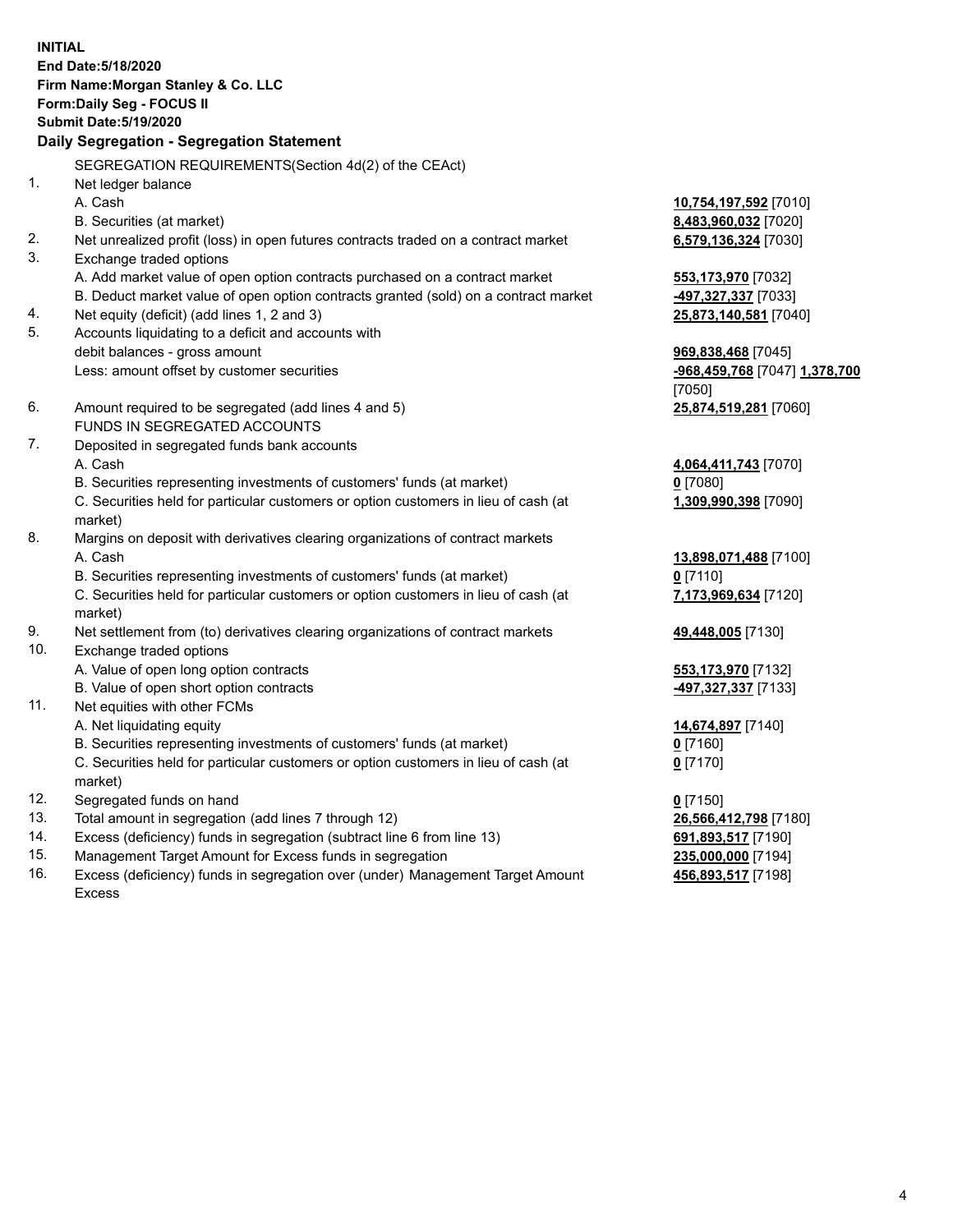**INITIAL**
**End Date:5/18/2020**
**Firm Name:Morgan Stanley & Co. LLC**
**Form:Daily Seg - FOCUS II**
**Submit Date:5/19/2020**

**Daily Segregation - Segregation Statement**

SEGREGATION REQUIREMENTS(Section 4d(2) of the CEAct)

| | | |
|---|---|---|
| 1. | Net ledger balance | |
| | A. Cash | **10,754,197,592** [7010] |
| | B. Securities (at market) | **8,483,960,032** [7020] |
| 2. | Net unrealized profit (loss) in open futures contracts traded on a contract market | **6,579,136,324** [7030] |
| 3. | Exchange traded options | |
| | A. Add market value of open option contracts purchased on a contract market | **553,173,970** [7032] |
| | B. Deduct market value of open option contracts granted (sold) on a contract market | **-497,327,337** [7033] |
| 4. | Net equity (deficit) (add lines 1, 2 and 3) | **25,873,140,581** [7040] |
| 5. | Accounts liquidating to a deficit and accounts with debit balances - gross amount | **969,838,468** [7045] |
| | Less: amount offset by customer securities | **-968,459,768** [7047] **1,378,700** [7050] |
| 6. | Amount required to be segregated (add lines 4 and 5) | **25,874,519,281** [7060] |
| | FUNDS IN SEGREGATED ACCOUNTS | |
| 7. | Deposited in segregated funds bank accounts | |
| | A. Cash | **4,064,411,743** [7070] |
| | B. Securities representing investments of customers' funds (at market) | **0** [7080] |
| | C. Securities held for particular customers or option customers in lieu of cash (at market) | **1,309,990,398** [7090] |
| 8. | Margins on deposit with derivatives clearing organizations of contract markets | |
| | A. Cash | **13,898,071,488** [7100] |
| | B. Securities representing investments of customers' funds (at market) | **0** [7110] |
| | C. Securities held for particular customers or option customers in lieu of cash (at market) | **7,173,969,634** [7120] |
| 9. | Net settlement from (to) derivatives clearing organizations of contract markets | **49,448,005** [7130] |
| 10. | Exchange traded options | |
| | A. Value of open long option contracts | **553,173,970** [7132] |
| | B. Value of open short option contracts | **-497,327,337** [7133] |
| 11. | Net equities with other FCMs | |
| | A. Net liquidating equity | **14,674,897** [7140] |
| | B. Securities representing investments of customers' funds (at market) | **0** [7160] |
| | C. Securities held for particular customers or option customers in lieu of cash (at market) | **0** [7170] |
| 12. | Segregated funds on hand | **0** [7150] |
| 13. | Total amount in segregation (add lines 7 through 12) | **26,566,412,798** [7180] |
| 14. | Excess (deficiency) funds in segregation (subtract line 6 from line 13) | **691,893,517** [7190] |
| 15. | Management Target Amount for Excess funds in segregation | **235,000,000** [7194] |
| 16. | Excess (deficiency) funds in segregation over (under) Management Target Amount Excess | **456,893,517** [7198] |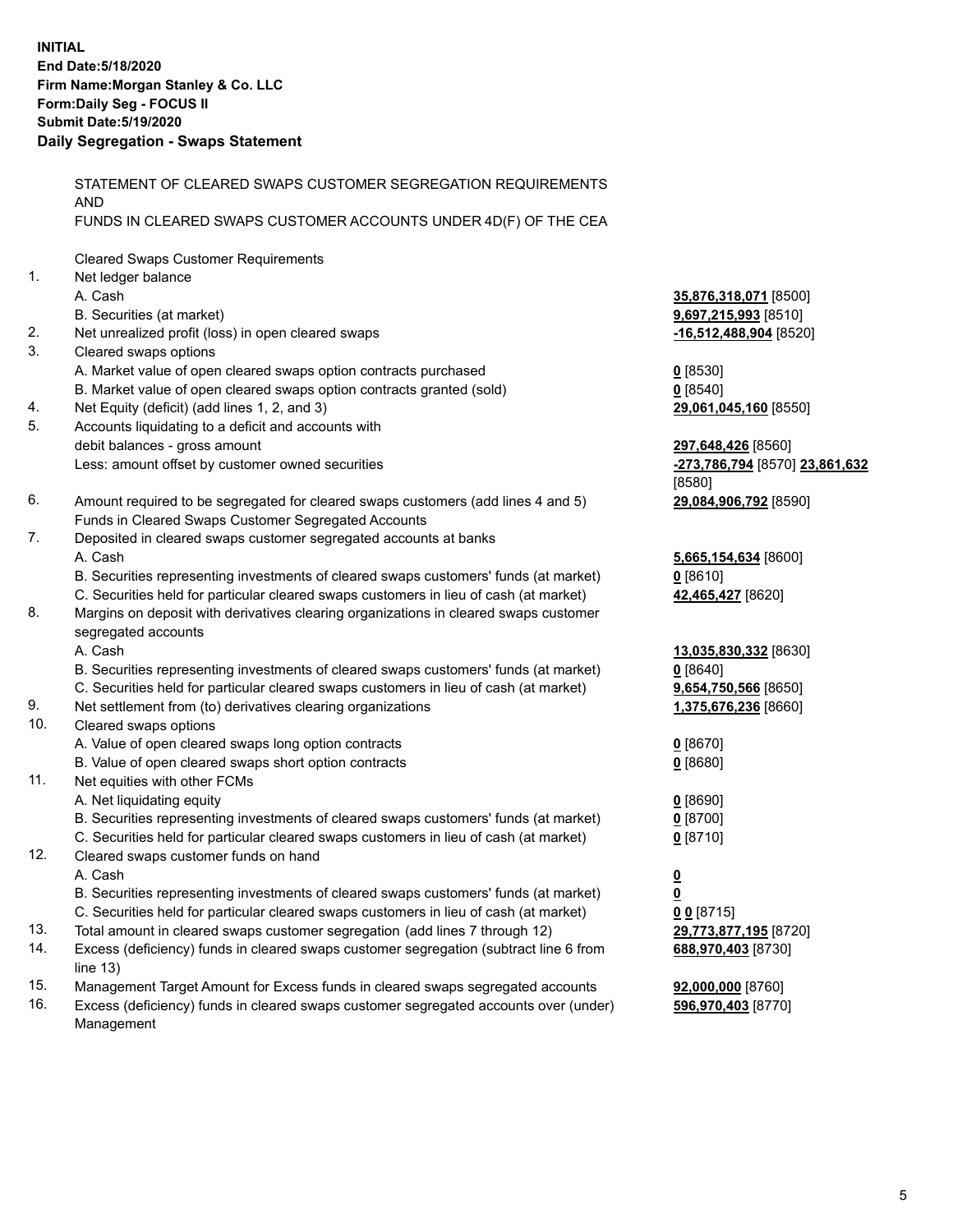**INITIAL**
**End Date:5/18/2020**
**Firm Name:Morgan Stanley & Co. LLC**
**Form:Daily Seg - FOCUS II**
**Submit Date:5/19/2020**
**Daily Segregation - Swaps Statement**

STATEMENT OF CLEARED SWAPS CUSTOMER SEGREGATION REQUIREMENTS AND FUNDS IN CLEARED SWAPS CUSTOMER ACCOUNTS UNDER 4D(F) OF THE CEA

| | | |
|---|---|---|
| | Cleared Swaps Customer Requirements | |
| 1. | Net ledger balance | |
| | A. Cash | **35,876,318,071** [8500] |
| | B. Securities (at market) | **9,697,215,993** [8510] |
| 2. | Net unrealized profit (loss) in open cleared swaps | **-16,512,488,904** [8520] |
| 3. | Cleared swaps options | |
| | A. Market value of open cleared swaps option contracts purchased | **0** [8530] |
| | B. Market value of open cleared swaps option contracts granted (sold) | **0** [8540] |
| 4. | Net Equity (deficit) (add lines 1, 2, and 3) | **29,061,045,160** [8550] |
| 5. | Accounts liquidating to a deficit and accounts with debit balances - gross amount | **297,648,426** [8560] |
| | Less: amount offset by customer owned securities | **-273,786,794** [8570] **23,861,632** [8580] |
| 6. | Amount required to be segregated for cleared swaps customers (add lines 4 and 5) | **29,084,906,792** [8590] |
| | Funds in Cleared Swaps Customer Segregated Accounts | |
| 7. | Deposited in cleared swaps customer segregated accounts at banks | |
| | A. Cash | **5,665,154,634** [8600] |
| | B. Securities representing investments of cleared swaps customers' funds (at market) | **0** [8610] |
| | C. Securities held for particular cleared swaps customers in lieu of cash (at market) | **42,465,427** [8620] |
| 8. | Margins on deposit with derivatives clearing organizations in cleared swaps customer segregated accounts | |
| | A. Cash | **13,035,830,332** [8630] |
| | B. Securities representing investments of cleared swaps customers' funds (at market) | **0** [8640] |
| | C. Securities held for particular cleared swaps customers in lieu of cash (at market) | **9,654,750,566** [8650] |
| 9. | Net settlement from (to) derivatives clearing organizations | **1,375,676,236** [8660] |
| 10. | Cleared swaps options | |
| | A. Value of open cleared swaps long option contracts | **0** [8670] |
| | B. Value of open cleared swaps short option contracts | **0** [8680] |
| 11. | Net equities with other FCMs | |
| | A. Net liquidating equity | **0** [8690] |
| | B. Securities representing investments of cleared swaps customers' funds (at market) | **0** [8700] |
| | C. Securities held for particular cleared swaps customers in lieu of cash (at market) | **0** [8710] |
| 12. | Cleared swaps customer funds on hand | |
| | A. Cash | **0** |
| | B. Securities representing investments of cleared swaps customers' funds (at market) | **0** |
| | C. Securities held for particular cleared swaps customers in lieu of cash (at market) | **0** **0** [8715] |
| 13. | Total amount in cleared swaps customer segregation (add lines 7 through 12) | **29,773,877,195** [8720] |
| 14. | Excess (deficiency) funds in cleared swaps customer segregation (subtract line 6 from line 13) | **688,970,403** [8730] |
| 15. | Management Target Amount for Excess funds in cleared swaps segregated accounts | **92,000,000** [8760] |
| 16. | Excess (deficiency) funds in cleared swaps customer segregated accounts over (under) Management | **596,970,403** [8770] |